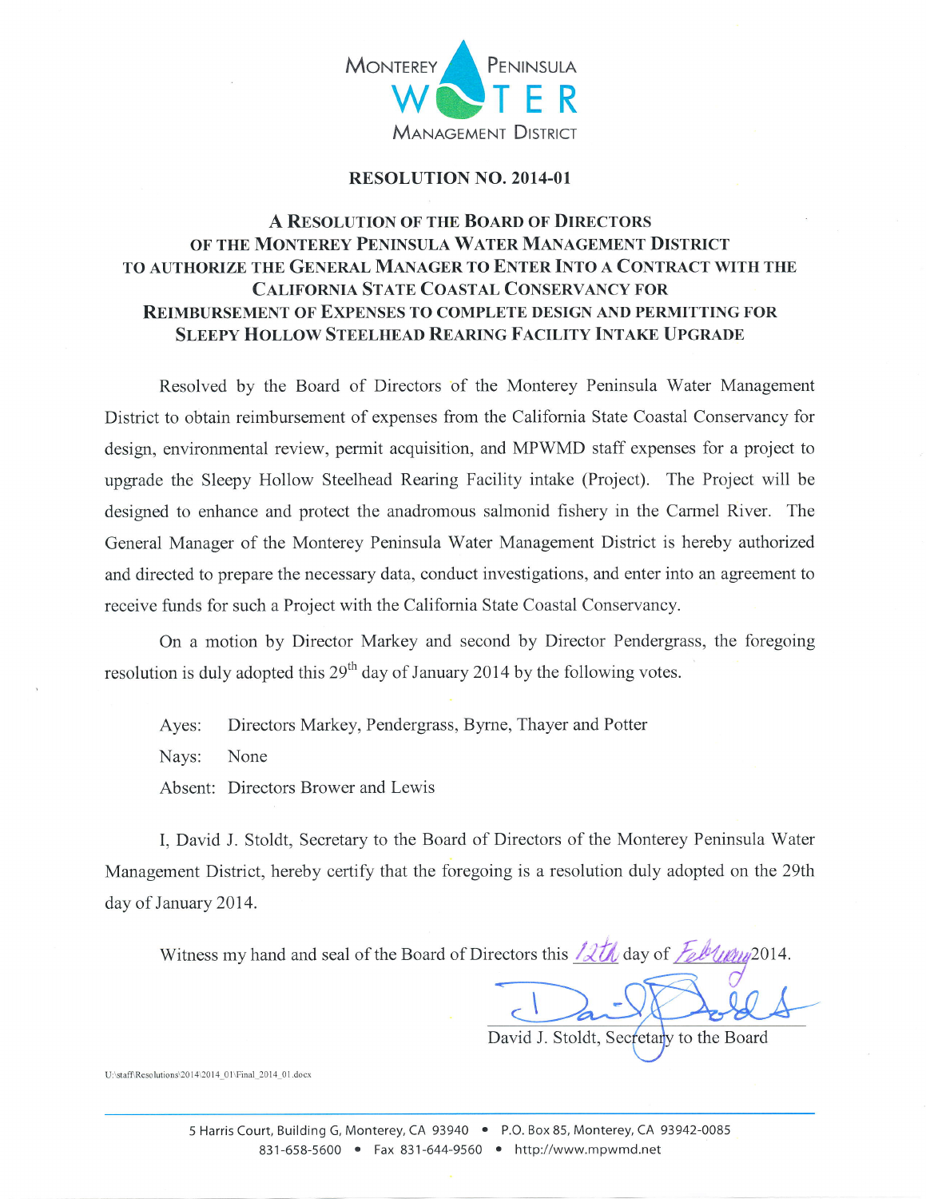MONTEREY PENINSULA WATER MANAGEMENT DISTRICT

# RESOLUTION NO. 2014-01

## A RESOLUTION OF THE BOARD OF DIRECTORS OF THE MONTEREY PENINSULA WATER MANAGEMENT DISTRICT TO AUTHORIZE THE GENERAL MANAGER TO ENTER INTO A CONTRACT WITH THE CALIFORNIA STATE COASTAL CONSERVANCY FOR REIMBURSEMENT OF EXPENSES TO COMPLETE DESIGN AND PERMITTING FOR SLEEPY HOLLOW STEELHEAD REARING FACILITY INTAKE UPGRADE

Resolved by the Board of Directors of the Monterey Peninsula Water Management District to obtain reimbursement of expenses from the California State Coastal Conservancy for design, environmental review, permit acquisition, and MPWMD staff expenses for a project to upgrade the Sleepy Hollow Steelhead Rearing Facility intake (Project). The Project will be designed to enhance and protect the anadromous salmonid fishery in the Carmel River. The General Manager of the Monterey Peninsula Water Management District is hereby authorized and directed to prepare the necessary data, conduct investigations, and enter into an agreement to receive funds for such a Project with the California State Coastal Conservancy.

On a motion by Director Markey and second by Director Pendergrass, the foregoing resolution is duly adopted this 29th day of January 2014 by the following votes.

Ayes: Directors Markey, Pendergrass, Byrne, Thayer and Potter

Nays: None

Absent: Directors Brower and Lewis

I, David J. Stoldt, Secretary to the Board of Directors of the Monterey Peninsula Water Management District, hereby certify that the foregoing is a resolution duly adopted on the 29th day of January 2014.

Witness my hand and seal of the Board of Directors this 12th day of February 2014.

David J. Stoldt, Secretary to the Board

U:\staff\Resolutions\2014\2014_01\Final_2014_01.docx

5 Harris Court, Building G, Monterey, CA 93940 • P.O. Box 85, Monterey, CA 93942-0085
831-658-5600 • Fax 831-644-9560 • http://www.mpwmd.net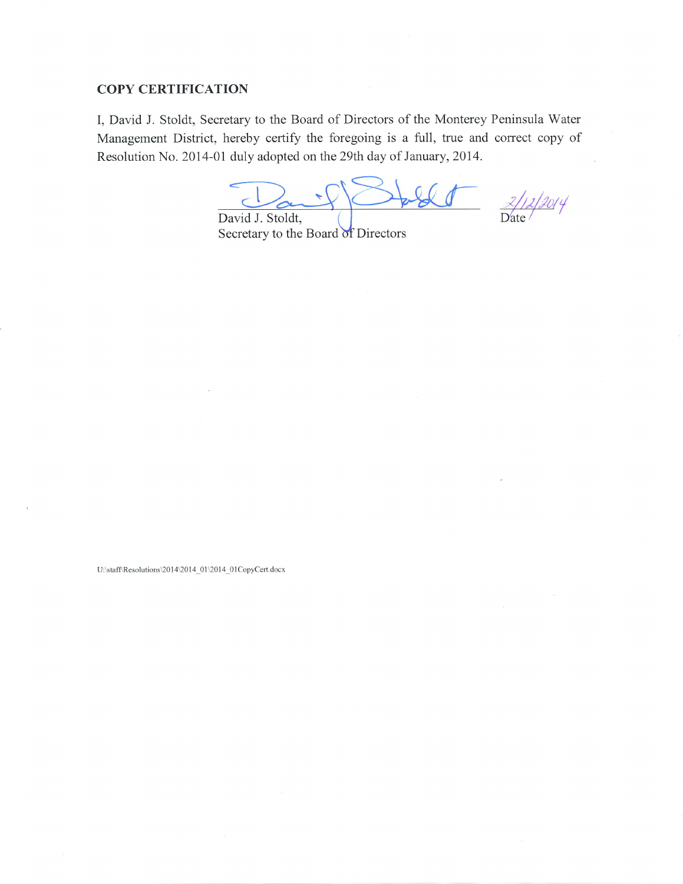## COPY CERTIFICATION

I, David J. Stoldt, Secretary to the Board of Directors of the Monterey Peninsula Water Management District, hereby certify the foregoing is a full, true and correct copy of Resolution No. 2014-01 duly adopted on the 29th day of January, 2014.

David J. Stoldt,
Secretary to the Board of Directors

2/12/2014
Date

U:\staff\Resolutions\2014\2014_01\2014_01CopyCert.docx